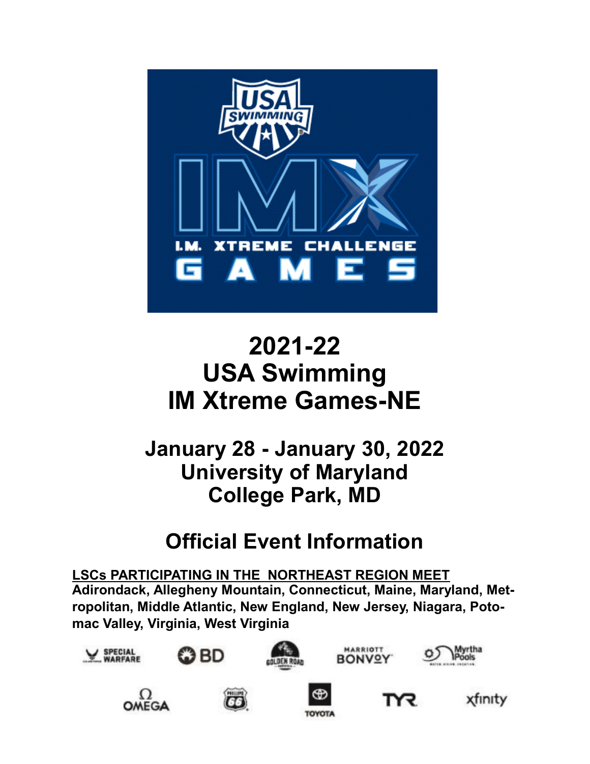# 2021-22
# USA Swimming
# IM Xtreme Games-NE

## January 28 - January 30, 2022
## University of Maryland
## College Park, MD

## Official Event Information

**LSCs PARTICIPATING IN THE NORTHEAST REGION MEET**
**Adirondack, Allegheny Mountain, Connecticut, Maine, Maryland, Metropolitan, Middle Atlantic, New England, New Jersey, Niagara, Potomac Valley, Virginia, West Virginia**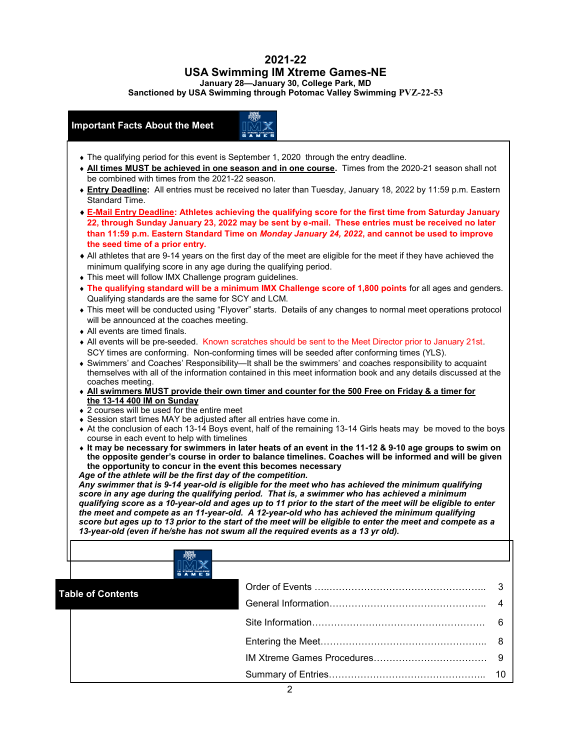# 2021-22
# USA Swimming IM Xtreme Games-NE

**January 28—January 30, College Park, MD**

**Sanctioned by USA Swimming through Potomac Valley Swimming PVZ-22-53**

## Important Facts About the Meet

- The qualifying period for this event is September 1, 2020 through the entry deadline.
- **All times MUST be achieved in one season and in one course.** Times from the 2020-21 season shall not be combined with times from the 2021-22 season.
- **Entry Deadline:** All entries must be received no later than Tuesday, January 18, 2022 by 11:59 p.m. Eastern Standard Time.
- **E-Mail Entry Deadline: Athletes achieving the qualifying score for the first time from Saturday January 22, through Sunday January 23, 2022 may be sent by e-mail. These entries must be received no later than 11:59 p.m. Eastern Standard Time on *Monday January 24, 2022*, and cannot be used to improve the seed time of a prior entry.**
- All athletes that are 9-14 years on the first day of the meet are eligible for the meet if they have achieved the minimum qualifying score in any age during the qualifying period.
- This meet will follow IMX Challenge program guidelines.
- **The qualifying standard will be a minimum IMX Challenge score of 1,800 points** for all ages and genders. Qualifying standards are the same for SCY and LCM.
- This meet will be conducted using "Flyover" starts. Details of any changes to normal meet operations protocol will be announced at the coaches meeting.
- All events are timed finals.
- All events will be pre-seeded. Known scratches should be sent to the Meet Director prior to January 21st. SCY times are conforming. Non-conforming times will be seeded after conforming times (YLS).
- Swimmers' and Coaches' Responsibility—It shall be the swimmers' and coaches responsibility to acquaint themselves with all of the information contained in this meet information book and any details discussed at the coaches meeting.
- **All swimmers MUST provide their own timer and counter for the 500 Free on Friday & a timer for the 13-14 400 IM on Sunday**
- 2 courses will be used for the entire meet
- Session start times MAY be adjusted after all entries have come in.
- At the conclusion of each 13-14 Boys event, half of the remaining 13-14 Girls heats may be moved to the boys course in each event to help with timelines
- **It may be necessary for swimmers in later heats of an event in the 11-12 & 9-10 age groups to swim on the opposite gender's course in order to balance timelines. Coaches will be informed and will be given the opportunity to concur in the event this becomes necessary**

***Age of the athlete will be the first day of the competition.***

***Any swimmer that is 9-14 year-old is eligible for the meet who has achieved the minimum qualifying score in any age during the qualifying period. That is, a swimmer who has achieved a minimum qualifying score as a 10-year-old and ages up to 11 prior to the start of the meet will be eligible to enter the meet and compete as an 11-year-old. A 12-year-old who has achieved the minimum qualifying score but ages up to 13 prior to the start of the meet will be eligible to enter the meet and compete as a 13-year-old (even if he/she has not swum all the required events as a 13 yr old).***

## Table of Contents

| | |
|---|---|
| Order of Events | 3 |
| General Information | 4 |
| Site Information | 6 |
| Entering the Meet | 8 |
| IM Xtreme Games Procedures | 9 |
| Summary of Entries | 10 |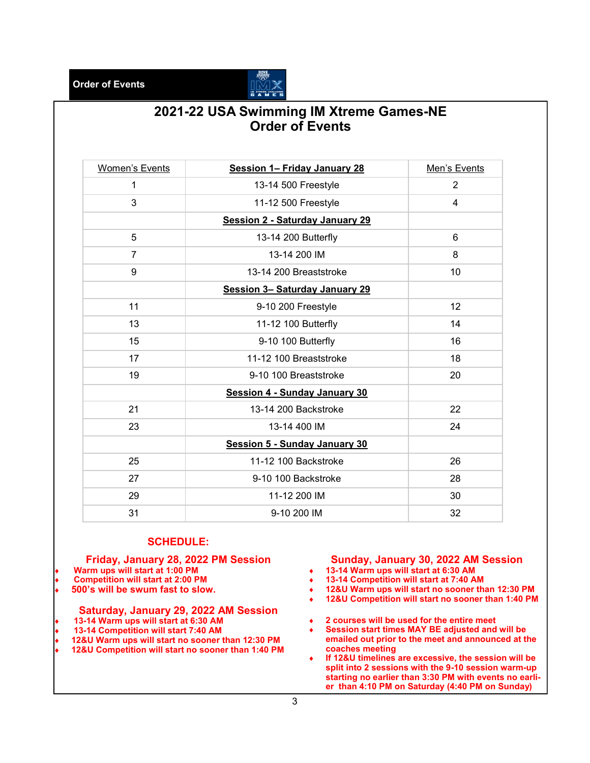**Order of Events**

# 2021-22 USA Swimming IM Xtreme Games-NE
# Order of Events

| Women's Events | Session 1– Friday January 28 | Men's Events |
|---|---|---|
| 1 | 13-14 500 Freestyle | 2 |
| 3 | 11-12 500 Freestyle | 4 |
| | **Session 2 - Saturday January 29** | |
| 5 | 13-14 200 Butterfly | 6 |
| 7 | 13-14 200 IM | 8 |
| 9 | 13-14 200 Breaststroke | 10 |
| | **Session 3– Saturday January 29** | |
| 11 | 9-10 200 Freestyle | 12 |
| 13 | 11-12 100 Butterfly | 14 |
| 15 | 9-10 100 Butterfly | 16 |
| 17 | 11-12 100 Breaststroke | 18 |
| 19 | 9-10 100 Breaststroke | 20 |
| | **Session 4 - Sunday January 30** | |
| 21 | 13-14 200 Backstroke | 22 |
| 23 | 13-14 400 IM | 24 |
| | **Session 5 - Sunday January 30** | |
| 25 | 11-12 100 Backstroke | 26 |
| 27 | 9-10 100 Backstroke | 28 |
| 29 | 11-12 200 IM | 30 |
| 31 | 9-10 200 IM | 32 |

## SCHEDULE:

### Friday, January 28, 2022 PM Session

- **Warm ups will start at 1:00 PM**
- **Competition will start at 2:00 PM**
- **500's will be swum fast to slow.**

### Saturday, January 29, 2022 AM Session

- **13-14 Warm ups will start at 6:30 AM**
- **13-14 Competition will start 7:40 AM**
- **12&U Warm ups will start no sooner than 12:30 PM**
- **12&U Competition will start no sooner than 1:40 PM**

### Sunday, January 30, 2022 AM Session

- **13-14 Warm ups will start at 6:30 AM**
- **13-14 Competition will start at 7:40 AM**
- **12&U Warm ups will start no sooner than 12:30 PM**
- **12&U Competition will start no sooner than 1:40 PM**

- **2 courses will be used for the entire meet**
- **Session start times MAY BE adjusted and will be emailed out prior to the meet and announced at the coaches meeting**
- **If 12&U timelines are excessive, the session will be split into 2 sessions with the 9-10 session warm-up starting no earlier than 3:30 PM with events no earlier than 4:10 PM on Saturday (4:40 PM on Sunday)**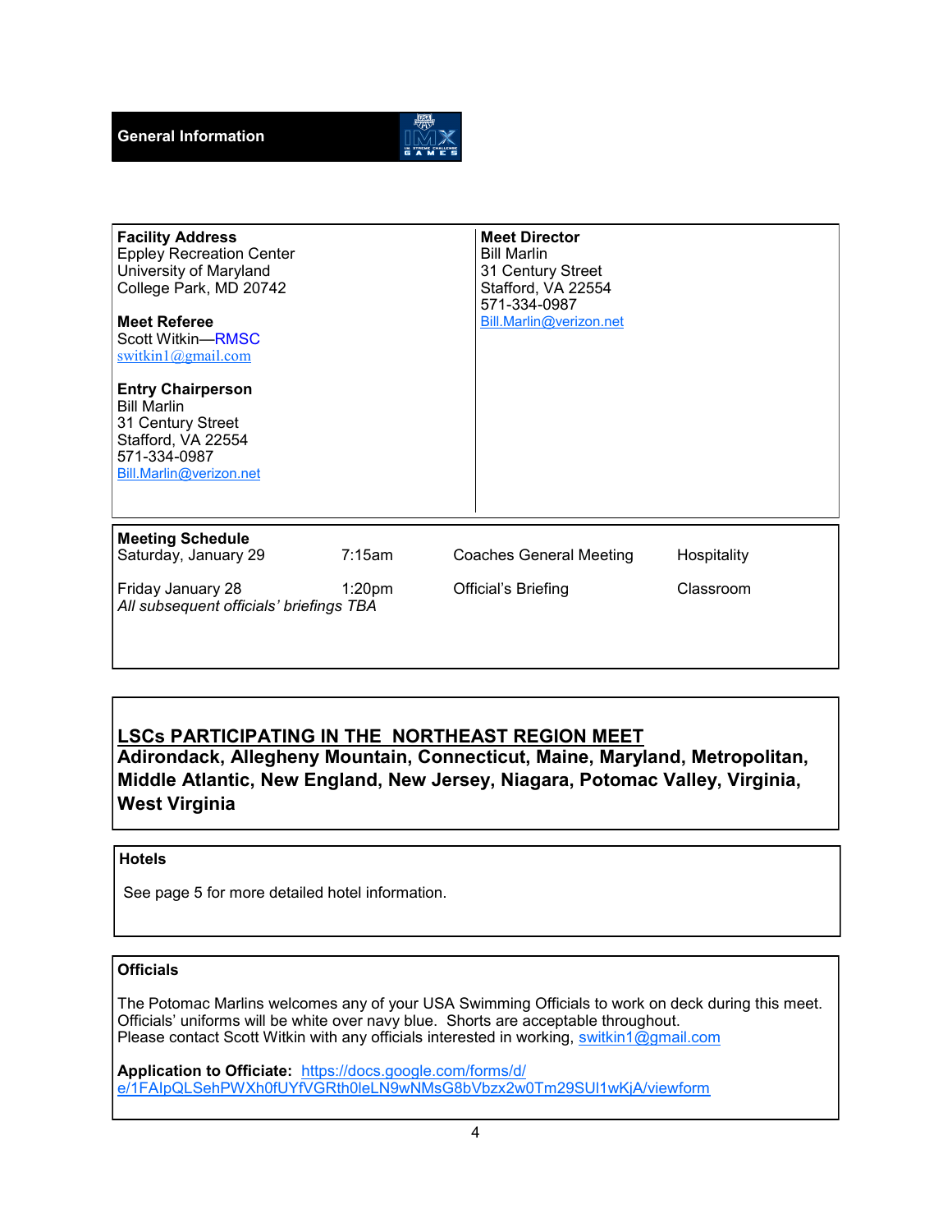## General Information

**Facility Address**
Eppley Recreation Center
University of Maryland
College Park, MD 20742

**Meet Referee**
Scott Witkin—RMSC
switkin1@gmail.com

**Entry Chairperson**
Bill Marlin
31 Century Street
Stafford, VA 22554
571-334-0987
Bill.Marlin@verizon.net

**Meet Director**
Bill Marlin
31 Century Street
Stafford, VA 22554
571-334-0987
Bill.Marlin@verizon.net

**Meeting Schedule**

| | | | |
|---|---|---|---|
| Saturday, January 29 | 7:15am | Coaches General Meeting | Hospitality |
| Friday January 28 | 1:20pm | Official's Briefing | Classroom |

*All subsequent officials' briefings TBA*

### LSCs PARTICIPATING IN THE NORTHEAST REGION MEET

**Adirondack, Allegheny Mountain, Connecticut, Maine, Maryland, Metropolitan, Middle Atlantic, New England, New Jersey, Niagara, Potomac Valley, Virginia, West Virginia**

**Hotels**

See page 5 for more detailed hotel information.

**Officials**

The Potomac Marlins welcomes any of your USA Swimming Officials to work on deck during this meet. Officials' uniforms will be white over navy blue. Shorts are acceptable throughout.
Please contact Scott Witkin with any officials interested in working, switkin1@gmail.com

**Application to Officiate:** https://docs.google.com/forms/d/e/1FAIpQLSehPWXh0fUYfVGRth0leLN9wNMsG8bVbzx2w0Tm29SUl1wKjA/viewform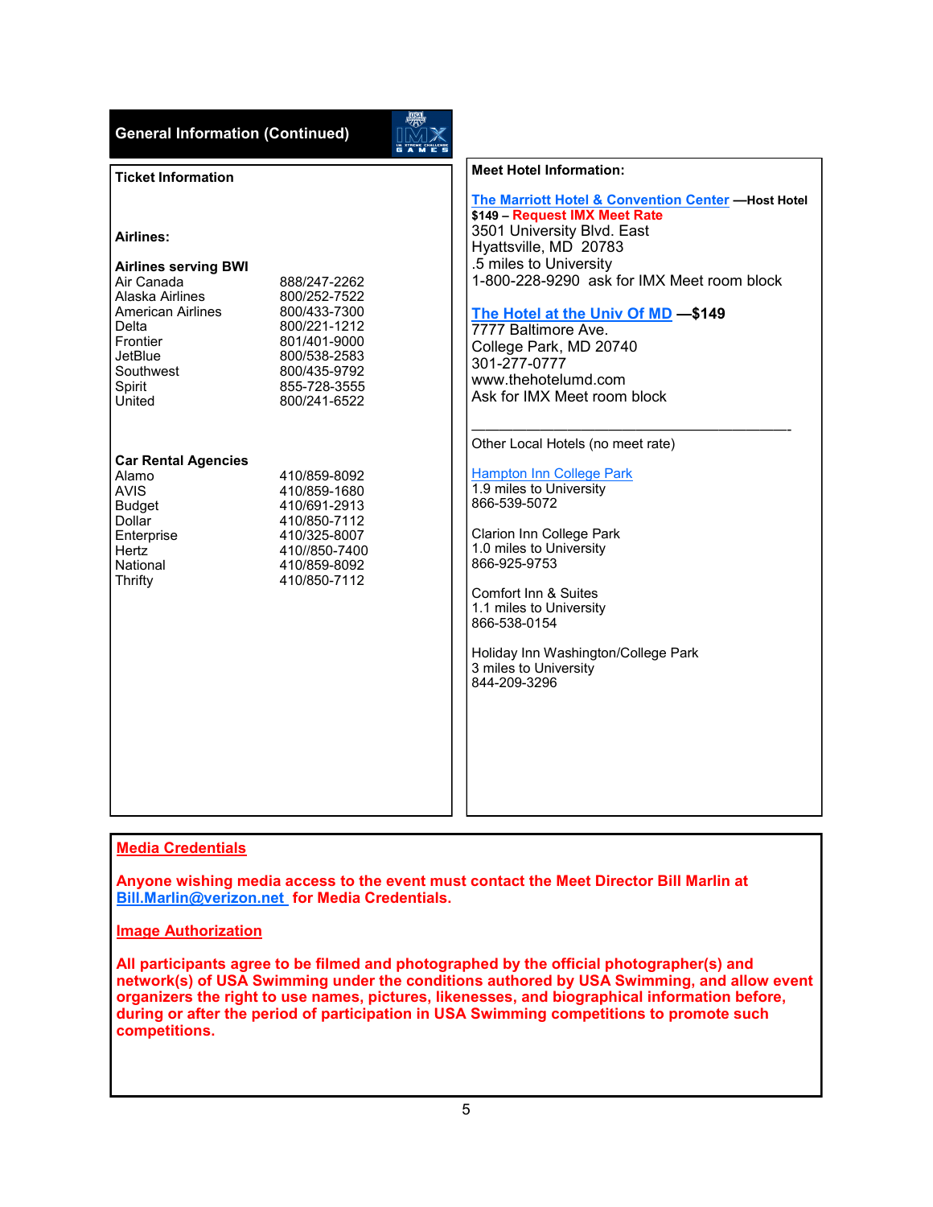## General Information (Continued)

### Ticket Information

**Airlines:**

**Airlines serving BWI**

| Airline | Phone |
|---|---|
| Air Canada | 888/247-2262 |
| Alaska Airlines | 800/252-7522 |
| American Airlines | 800/433-7300 |
| Delta | 800/221-1212 |
| Frontier | 801/401-9000 |
| JetBlue | 800/538-2583 |
| Southwest | 800/435-9792 |
| Spirit | 855-728-3555 |
| United | 800/241-6522 |

**Car Rental Agencies**

| Agency | Phone |
|---|---|
| Alamo | 410/859-8092 |
| AVIS | 410/859-1680 |
| Budget | 410/691-2913 |
| Dollar | 410/850-7112 |
| Enterprise | 410/325-8007 |
| Hertz | 410//850-7400 |
| National | 410/859-8092 |
| Thrifty | 410/850-7112 |

### Meet Hotel Information:

**The Marriott Hotel & Convention Center** —**Host Hotel**
**$149 – Request IMX Meet Rate**
3501 University Blvd. East
Hyattsville, MD 20783
.5 miles to University
1-800-228-9290 ask for IMX Meet room block

**The Hotel at the Univ Of MD** —**$149**
7777 Baltimore Ave.
College Park, MD 20740
301-277-0777
www.thehotelumd.com
Ask for IMX Meet room block

---

Other Local Hotels (no meet rate)

Hampton Inn College Park
1.9 miles to University
866-539-5072

Clarion Inn College Park
1.0 miles to University
866-925-9753

Comfort Inn & Suites
1.1 miles to University
866-538-0154

Holiday Inn Washington/College Park
3 miles to University
844-209-3296

### Media Credentials

**Anyone wishing media access to the event must contact the Meet Director Bill Marlin at Bill.Marlin@verizon.net for Media Credentials.**

### Image Authorization

**All participants agree to be filmed and photographed by the official photographer(s) and network(s) of USA Swimming under the conditions authored by USA Swimming, and allow event organizers the right to use names, pictures, likenesses, and biographical information before, during or after the period of participation in USA Swimming competitions to promote such competitions.**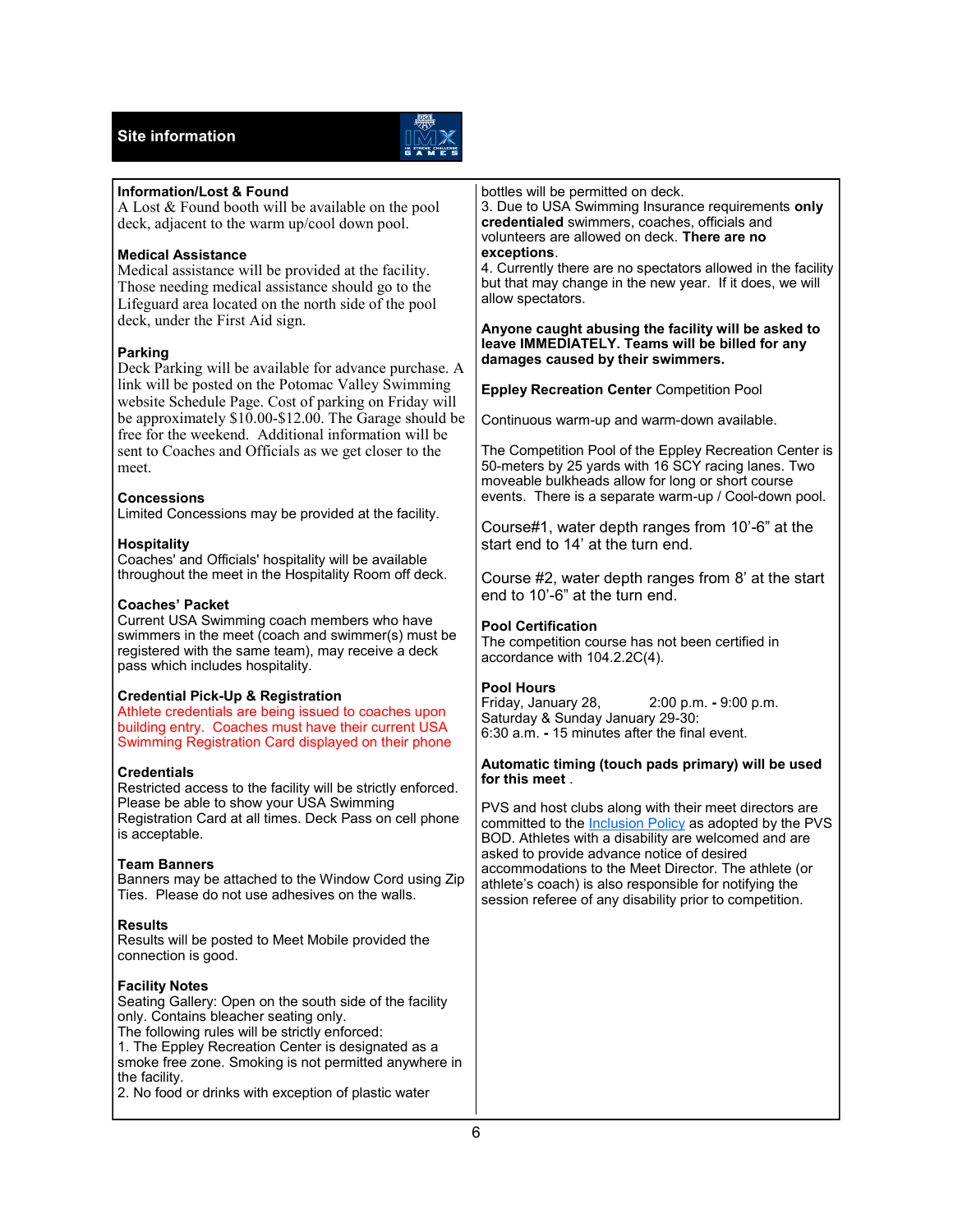## Site information

### Information/Lost & Found

A Lost & Found booth will be available on the pool deck, adjacent to the warm up/cool down pool.

### Medical Assistance

Medical assistance will be provided at the facility. Those needing medical assistance should go to the Lifeguard area located on the north side of the pool deck, under the First Aid sign.

### Parking

Deck Parking will be available for advance purchase. A link will be posted on the Potomac Valley Swimming website Schedule Page. Cost of parking on Friday will be approximately $10.00-$12.00. The Garage should be free for the weekend. Additional information will be sent to Coaches and Officials as we get closer to the meet.

### Concessions

Limited Concessions may be provided at the facility.

### Hospitality

Coaches' and Officials' hospitality will be available throughout the meet in the Hospitality Room off deck.

### Coaches' Packet

Current USA Swimming coach members who have swimmers in the meet (coach and swimmer(s) must be registered with the same team), may receive a deck pass which includes hospitality.

### Credential Pick-Up & Registration

Athlete credentials are being issued to coaches upon building entry. Coaches must have their current USA Swimming Registration Card displayed on their phone

### Credentials

Restricted access to the facility will be strictly enforced. Please be able to show your USA Swimming Registration Card at all times. Deck Pass on cell phone is acceptable.

### Team Banners

Banners may be attached to the Window Cord using Zip Ties. Please do not use adhesives on the walls.

### Results

Results will be posted to Meet Mobile provided the connection is good.

### Facility Notes

Seating Gallery: Open on the south side of the facility only. Contains bleacher seating only.

The following rules will be strictly enforced:

1. The Eppley Recreation Center is designated as a smoke free zone. Smoking is not permitted anywhere in the facility.
2. No food or drinks with exception of plastic water bottles will be permitted on deck.
3. Due to USA Swimming Insurance requirements **only credentialed** swimmers, coaches, officials and volunteers are allowed on deck. **There are no exceptions**.
4. Currently there are no spectators allowed in the facility but that may change in the new year. If it does, we will allow spectators.

**Anyone caught abusing the facility will be asked to leave IMMEDIATELY. Teams will be billed for any damages caused by their swimmers.**

**Eppley Recreation Center** Competition Pool

Continuous warm-up and warm-down available.

The Competition Pool of the Eppley Recreation Center is 50-meters by 25 yards with 16 SCY racing lanes. Two moveable bulkheads allow for long or short course events. There is a separate warm-up / Cool-down pool.

Course#1, water depth ranges from 10'-6" at the start end to 14' at the turn end.

Course #2, water depth ranges from 8' at the start end to 10'-6" at the turn end.

### Pool Certification

The competition course has not been certified in accordance with 104.2.2C(4).

### Pool Hours

Friday, January 28, 2:00 p.m. - 9:00 p.m.
Saturday & Sunday January 29-30:
6:30 a.m. - 15 minutes after the final event.

**Automatic timing (touch pads primary) will be used for this meet** .

PVS and host clubs along with their meet directors are committed to the Inclusion Policy as adopted by the PVS BOD. Athletes with a disability are welcomed and are asked to provide advance notice of desired accommodations to the Meet Director. The athlete (or athlete's coach) is also responsible for notifying the session referee of any disability prior to competition.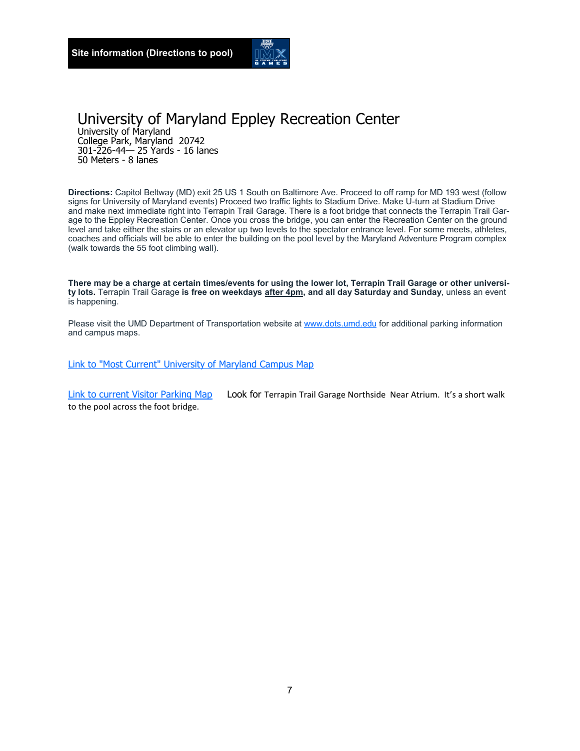## Site information (Directions to pool)

# University of Maryland Eppley Recreation Center

University of Maryland
College Park, Maryland 20742
301-226-44— 25 Yards - 16 lanes
50 Meters - 8 lanes

**Directions:** Capitol Beltway (MD) exit 25 US 1 South on Baltimore Ave. Proceed to off ramp for MD 193 west (follow signs for University of Maryland events) Proceed two traffic lights to Stadium Drive. Make U-turn at Stadium Drive and make next immediate right into Terrapin Trail Garage. There is a foot bridge that connects the Terrapin Trail Garage to the Eppley Recreation Center. Once you cross the bridge, you can enter the Recreation Center on the ground level and take either the stairs or an elevator up two levels to the spectator entrance level. For some meets, athletes, coaches and officials will be able to enter the building on the pool level by the Maryland Adventure Program complex (walk towards the 55 foot climbing wall).

**There may be a charge at certain times/events for using the lower lot, Terrapin Trail Garage or other university lots.** Terrapin Trail Garage **is free on weekdays <u>after 4pm</u>, and all day Saturday and Sunday**, unless an event is happening.

Please visit the UMD Department of Transportation website at [www.dots.umd.edu](http://www.dots.umd.edu) for additional parking information and campus maps.

[Link to "Most Current" University of Maryland Campus Map]()

[Link to current Visitor Parking Map]() Look for Terrapin Trail Garage Northside Near Atrium. It's a short walk to the pool across the foot bridge.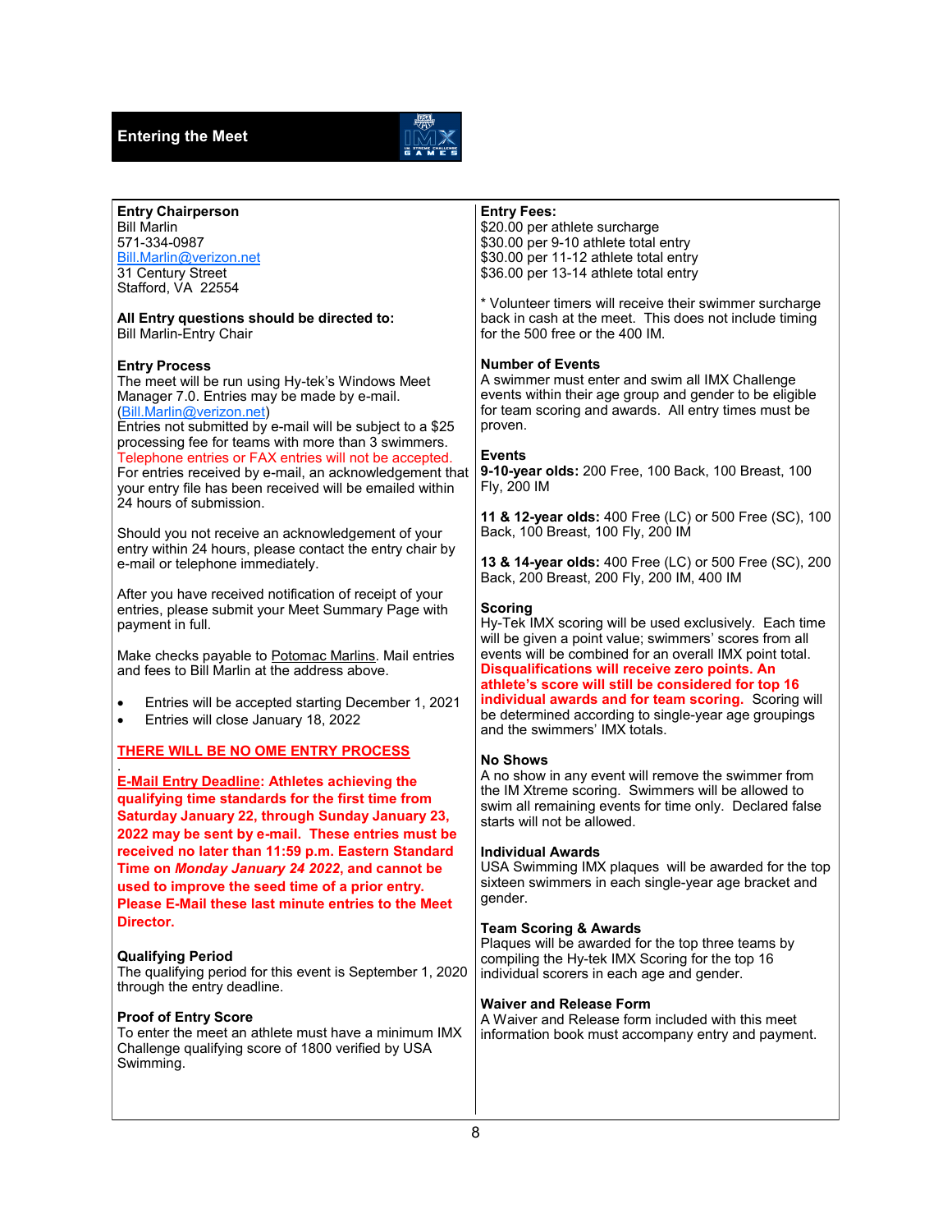## Entering the Meet

**Entry Chairperson**
Bill Marlin
571-334-0987
Bill.Marlin@verizon.net
31 Century Street
Stafford, VA 22554

**All Entry questions should be directed to:**
Bill Marlin-Entry Chair

**Entry Process**
The meet will be run using Hy-tek's Windows Meet Manager 7.0. Entries may be made by e-mail. (Bill.Marlin@verizon.net)
Entries not submitted by e-mail will be subject to a $25 processing fee for teams with more than 3 swimmers.
Telephone entries or FAX entries will not be accepted.
For entries received by e-mail, an acknowledgement that your entry file has been received will be emailed within 24 hours of submission.

Should you not receive an acknowledgement of your entry within 24 hours, please contact the entry chair by e-mail or telephone immediately.

After you have received notification of receipt of your entries, please submit your Meet Summary Page with payment in full.

Make checks payable to Potomac Marlins. Mail entries and fees to Bill Marlin at the address above.

- Entries will be accepted starting December 1, 2021
- Entries will close January 18, 2022

**THERE WILL BE NO OME ENTRY PROCESS**

**E-Mail Entry Deadline: Athletes achieving the qualifying time standards for the first time from Saturday January 22, through Sunday January 23, 2022 may be sent by e-mail. These entries must be received no later than 11:59 p.m. Eastern Standard Time on *Monday January 24 2022*, and cannot be used to improve the seed time of a prior entry. Please E-Mail these last minute entries to the Meet Director.**

**Qualifying Period**
The qualifying period for this event is September 1, 2020 through the entry deadline.

**Proof of Entry Score**
To enter the meet an athlete must have a minimum IMX Challenge qualifying score of 1800 verified by USA Swimming.

**Entry Fees:**
$20.00 per athlete surcharge
$30.00 per 9-10 athlete total entry
$30.00 per 11-12 athlete total entry
$36.00 per 13-14 athlete total entry

\* Volunteer timers will receive their swimmer surcharge back in cash at the meet. This does not include timing for the 500 free or the 400 IM.

**Number of Events**
A swimmer must enter and swim all IMX Challenge events within their age group and gender to be eligible for team scoring and awards. All entry times must be proven.

**Events**
**9-10-year olds:** 200 Free, 100 Back, 100 Breast, 100 Fly, 200 IM

**11 & 12-year olds:** 400 Free (LC) or 500 Free (SC), 100 Back, 100 Breast, 100 Fly, 200 IM

**13 & 14-year olds:** 400 Free (LC) or 500 Free (SC), 200 Back, 200 Breast, 200 Fly, 200 IM, 400 IM

**Scoring**
Hy-Tek IMX scoring will be used exclusively. Each time will be given a point value; swimmers' scores from all events will be combined for an overall IMX point total. **Disqualifications will receive zero points. An athlete's score will still be considered for top 16 individual awards and for team scoring.** Scoring will be determined according to single-year age groupings and the swimmers' IMX totals.

**No Shows**
A no show in any event will remove the swimmer from the IM Xtreme scoring. Swimmers will be allowed to swim all remaining events for time only. Declared false starts will not be allowed.

**Individual Awards**
USA Swimming IMX plaques will be awarded for the top sixteen swimmers in each single-year age bracket and gender.

**Team Scoring & Awards**
Plaques will be awarded for the top three teams by compiling the Hy-tek IMX Scoring for the top 16 individual scorers in each age and gender.

**Waiver and Release Form**
A Waiver and Release form included with this meet information book must accompany entry and payment.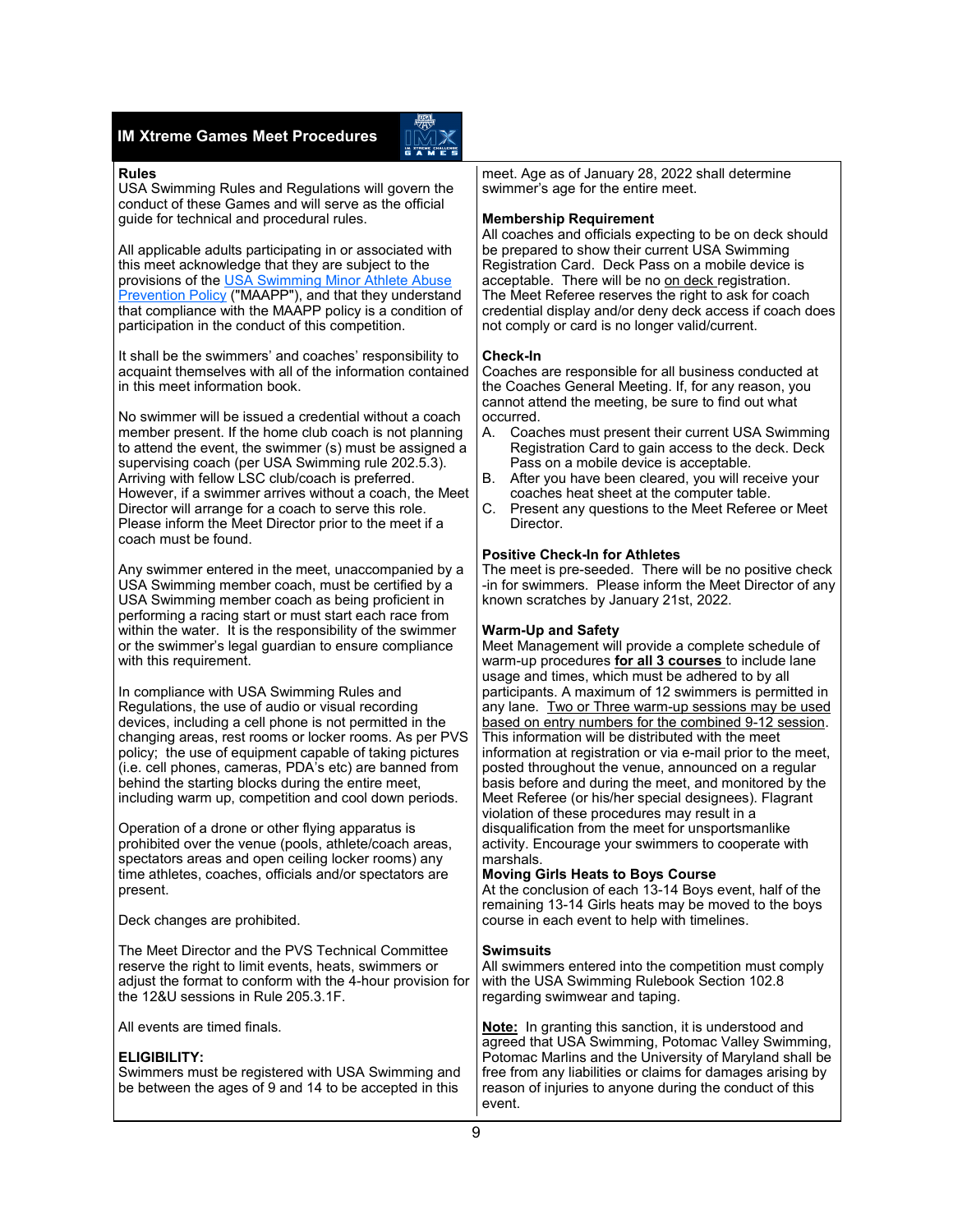# IM Xtreme Games Meet Procedures

## Rules

USA Swimming Rules and Regulations will govern the conduct of these Games and will serve as the official guide for technical and procedural rules.

All applicable adults participating in or associated with this meet acknowledge that they are subject to the provisions of the USA Swimming Minor Athlete Abuse Prevention Policy ("MAAPP"), and that they understand that compliance with the MAAPP policy is a condition of participation in the conduct of this competition.

It shall be the swimmers' and coaches' responsibility to acquaint themselves with all of the information contained in this meet information book.

No swimmer will be issued a credential without a coach member present. If the home club coach is not planning to attend the event, the swimmer (s) must be assigned a supervising coach (per USA Swimming rule 202.5.3). Arriving with fellow LSC club/coach is preferred. However, if a swimmer arrives without a coach, the Meet Director will arrange for a coach to serve this role. Please inform the Meet Director prior to the meet if a coach must be found.

Any swimmer entered in the meet, unaccompanied by a USA Swimming member coach, must be certified by a USA Swimming member coach as being proficient in performing a racing start or must start each race from within the water. It is the responsibility of the swimmer or the swimmer's legal guardian to ensure compliance with this requirement.

In compliance with USA Swimming Rules and Regulations, the use of audio or visual recording devices, including a cell phone is not permitted in the changing areas, rest rooms or locker rooms. As per PVS policy; the use of equipment capable of taking pictures (i.e. cell phones, cameras, PDA's etc) are banned from behind the starting blocks during the entire meet, including warm up, competition and cool down periods.

Operation of a drone or other flying apparatus is prohibited over the venue (pools, athlete/coach areas, spectators areas and open ceiling locker rooms) any time athletes, coaches, officials and/or spectators are present.

Deck changes are prohibited.

The Meet Director and the PVS Technical Committee reserve the right to limit events, heats, swimmers or adjust the format to conform with the 4-hour provision for the 12&U sessions in Rule 205.3.1F.

All events are timed finals.

## ELIGIBILITY:

Swimmers must be registered with USA Swimming and be between the ages of 9 and 14 to be accepted in this meet. Age as of January 28, 2022 shall determine swimmer's age for the entire meet.

## Membership Requirement

All coaches and officials expecting to be on deck should be prepared to show their current USA Swimming Registration Card. Deck Pass on a mobile device is acceptable. There will be no on deck registration. The Meet Referee reserves the right to ask for coach credential display and/or deny deck access if coach does not comply or card is no longer valid/current.

## Check-In

Coaches are responsible for all business conducted at the Coaches General Meeting. If, for any reason, you cannot attend the meeting, be sure to find out what occurred.

A. Coaches must present their current USA Swimming Registration Card to gain access to the deck. Deck Pass on a mobile device is acceptable.
B. After you have been cleared, you will receive your coaches heat sheet at the computer table.
C. Present any questions to the Meet Referee or Meet Director.

## Positive Check-In for Athletes

The meet is pre-seeded. There will be no positive check -in for swimmers. Please inform the Meet Director of any known scratches by January 21st, 2022.

## Warm-Up and Safety

Meet Management will provide a complete schedule of warm-up procedures **for all 3 courses** to include lane usage and times, which must be adhered to by all participants. A maximum of 12 swimmers is permitted in any lane. Two or Three warm-up sessions may be used based on entry numbers for the combined 9-12 session. This information will be distributed with the meet information at registration or via e-mail prior to the meet, posted throughout the venue, announced on a regular basis before and during the meet, and monitored by the Meet Referee (or his/her special designees). Flagrant violation of these procedures may result in a disqualification from the meet for unsportsmanlike activity. Encourage your swimmers to cooperate with marshals.

## Moving Girls Heats to Boys Course

At the conclusion of each 13-14 Boys event, half of the remaining 13-14 Girls heats may be moved to the boys course in each event to help with timelines.

## Swimsuits

All swimmers entered into the competition must comply with the USA Swimming Rulebook Section 102.8 regarding swimwear and taping.

**Note:** In granting this sanction, it is understood and agreed that USA Swimming, Potomac Valley Swimming, Potomac Marlins and the University of Maryland shall be free from any liabilities or claims for damages arising by reason of injuries to anyone during the conduct of this event.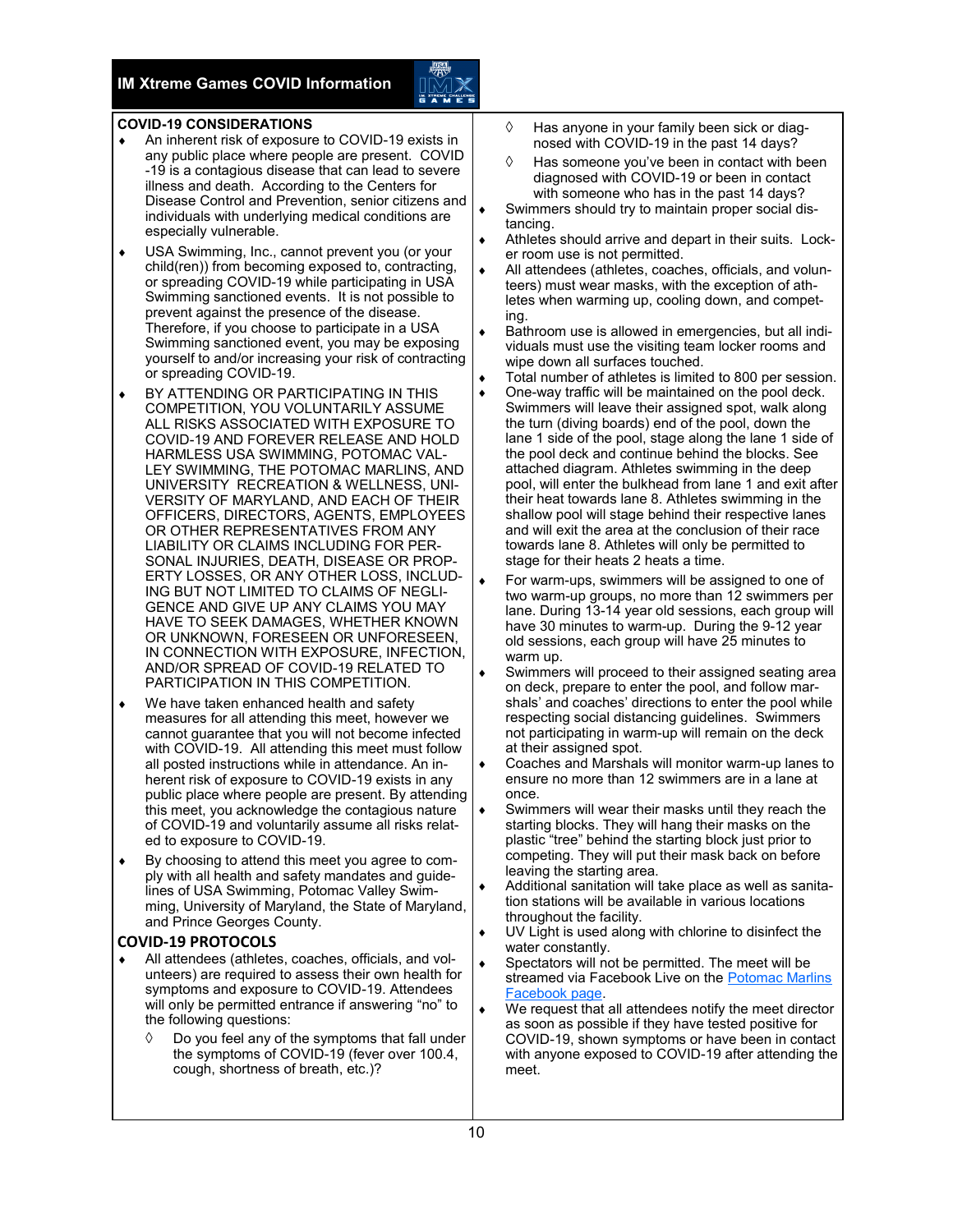# IM Xtreme Games COVID Information

## COVID-19 CONSIDERATIONS

- An inherent risk of exposure to COVID-19 exists in any public place where people are present. COVID-19 is a contagious disease that can lead to severe illness and death. According to the Centers for Disease Control and Prevention, senior citizens and individuals with underlying medical conditions are especially vulnerable.
- USA Swimming, Inc., cannot prevent you (or your child(ren)) from becoming exposed to, contracting, or spreading COVID-19 while participating in USA Swimming sanctioned events. It is not possible to prevent against the presence of the disease. Therefore, if you choose to participate in a USA Swimming sanctioned event, you may be exposing yourself to and/or increasing your risk of contracting or spreading COVID-19.
- BY ATTENDING OR PARTICIPATING IN THIS COMPETITION, YOU VOLUNTARILY ASSUME ALL RISKS ASSOCIATED WITH EXPOSURE TO COVID-19 AND FOREVER RELEASE AND HOLD HARMLESS USA SWIMMING, POTOMAC VALLEY SWIMMING, THE POTOMAC MARLINS, AND UNIVERSITY RECREATION & WELLNESS, UNIVERSITY OF MARYLAND, AND EACH OF THEIR OFFICERS, DIRECTORS, AGENTS, EMPLOYEES OR OTHER REPRESENTATIVES FROM ANY LIABILITY OR CLAIMS INCLUDING FOR PERSONAL INJURIES, DEATH, DISEASE OR PROPERTY LOSSES, OR ANY OTHER LOSS, INCLUDING BUT NOT LIMITED TO CLAIMS OF NEGLIGENCE AND GIVE UP ANY CLAIMS YOU MAY HAVE TO SEEK DAMAGES, WHETHER KNOWN OR UNKNOWN, FORESEEN OR UNFORESEEN, IN CONNECTION WITH EXPOSURE, INFECTION, AND/OR SPREAD OF COVID-19 RELATED TO PARTICIPATION IN THIS COMPETITION.
- We have taken enhanced health and safety measures for all attending this meet, however we cannot guarantee that you will not become infected with COVID-19. All attending this meet must follow all posted instructions while in attendance. An inherent risk of exposure to COVID-19 exists in any public place where people are present. By attending this meet, you acknowledge the contagious nature of COVID-19 and voluntarily assume all risks related to exposure to COVID-19.
- By choosing to attend this meet you agree to comply with all health and safety mandates and guidelines of USA Swimming, Potomac Valley Swimming, University of Maryland, the State of Maryland, and Prince Georges County.

## COVID-19 PROTOCOLS

- All attendees (athletes, coaches, officials, and volunteers) are required to assess their own health for symptoms and exposure to COVID-19. Attendees will only be permitted entrance if answering "no" to the following questions:
  - Do you feel any of the symptoms that fall under the symptoms of COVID-19 (fever over 100.4, cough, shortness of breath, etc.)?
  - Has anyone in your family been sick or diagnosed with COVID-19 in the past 14 days?
  - Has someone you've been in contact with been diagnosed with COVID-19 or been in contact with someone who has in the past 14 days?
- Swimmers should try to maintain proper social distancing.
- Athletes should arrive and depart in their suits. Locker room use is not permitted.
- All attendees (athletes, coaches, officials, and volunteers) must wear masks, with the exception of athletes when warming up, cooling down, and competing.
- Bathroom use is allowed in emergencies, but all individuals must use the visiting team locker rooms and wipe down all surfaces touched.
- Total number of athletes is limited to 800 per session.
- One-way traffic will be maintained on the pool deck. Swimmers will leave their assigned spot, walk along the turn (diving boards) end of the pool, down the lane 1 side of the pool, stage along the lane 1 side of the pool deck and continue behind the blocks. See attached diagram. Athletes swimming in the deep pool, will enter the bulkhead from lane 1 and exit after their heat towards lane 8. Athletes swimming in the shallow pool will stage behind their respective lanes and will exit the area at the conclusion of their race towards lane 8. Athletes will only be permitted to stage for their heats 2 heats a time.
- For warm-ups, swimmers will be assigned to one of two warm-up groups, no more than 12 swimmers per lane. During 13-14 year old sessions, each group will have 30 minutes to warm-up. During the 9-12 year old sessions, each group will have 25 minutes to warm up.
- Swimmers will proceed to their assigned seating area on deck, prepare to enter the pool, and follow marshals' and coaches' directions to enter the pool while respecting social distancing guidelines. Swimmers not participating in warm-up will remain on the deck at their assigned spot.
- Coaches and Marshals will monitor warm-up lanes to ensure no more than 12 swimmers are in a lane at once.
- Swimmers will wear their masks until they reach the starting blocks. They will hang their masks on the plastic "tree" behind the starting block just prior to competing. They will put their mask back on before leaving the starting area.
- Additional sanitation will take place as well as sanitation stations will be available in various locations throughout the facility.
- UV Light is used along with chlorine to disinfect the water constantly.
- Spectators will not be permitted. The meet will be streamed via Facebook Live on the [Potomac Marlins Facebook page](#).
- We request that all attendees notify the meet director as soon as possible if they have tested positive for COVID-19, shown symptoms or have been in contact with anyone exposed to COVID-19 after attending the meet.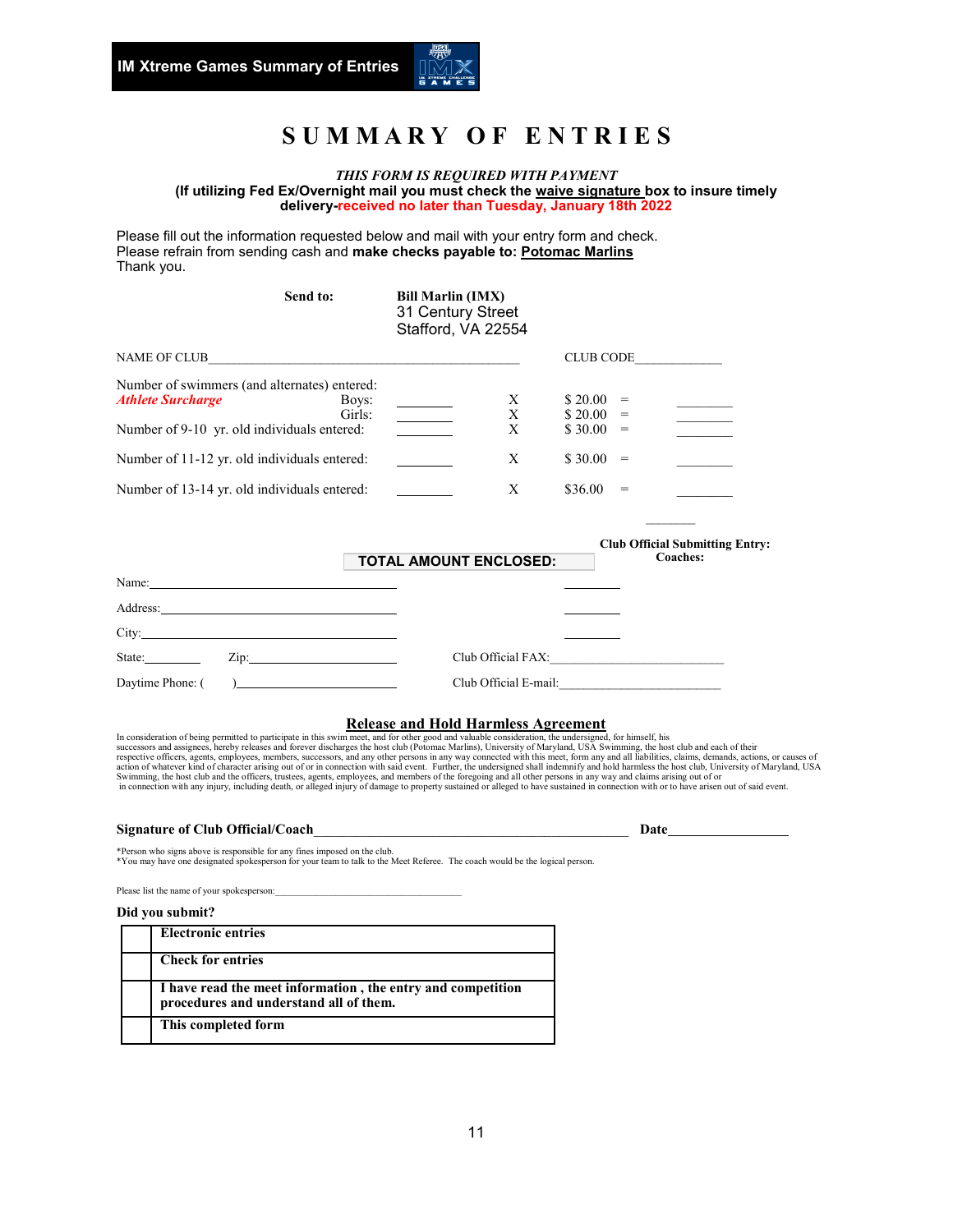**IM Xtreme Games Summary of Entries**

# SUMMARY OF ENTRIES

***THIS FORM IS REQUIRED WITH PAYMENT***
**(If utilizing Fed Ex/Overnight mail you must check the waive signature box to insure timely delivery-received no later than Tuesday, January 18th 2022**

Please fill out the information requested below and mail with your entry form and check.
Please refrain from sending cash and **make checks payable to: Potomac Marlins**
Thank you.

**Send to:** **Bill Marlin (IMX)**
31 Century Street
Stafford, VA 22554

NAME OF CLUB\_\_\_\_\_\_\_\_\_\_\_\_\_\_\_\_\_\_\_\_\_\_\_\_\_\_\_\_\_\_\_\_\_\_\_\_\_\_\_\_ CLUB CODE\_\_\_\_\_\_\_\_\_\_\_\_

| | | | | | |
|---|---|---|---|---|---|
| Number of swimmers (and alternates) entered: | | | | | |
| ***Athlete Surcharge*** Boys: | \_\_\_\_\_\_ | X | $ 20.00 | = | \_\_\_\_\_\_ |
| Girls: | \_\_\_\_\_\_ | X | $ 20.00 | = | \_\_\_\_\_\_ |
| Number of 9-10 yr. old individuals entered: | \_\_\_\_\_\_ | X | $ 30.00 | = | \_\_\_\_\_\_ |
| Number of 11-12 yr. old individuals entered: | \_\_\_\_\_\_ | X | $ 30.00 | = | \_\_\_\_\_\_ |
| Number of 13-14 yr. old individuals entered: | \_\_\_\_\_\_ | X | $36.00 | = | \_\_\_\_\_\_ |

**TOTAL AMOUNT ENCLOSED:** \_\_\_\_\_\_

**Club Official Submitting Entry:**

Name:\_\_\_\_\_\_\_\_\_\_\_\_\_\_\_\_\_\_\_\_\_\_\_\_\_\_\_\_\_\_

Address:\_\_\_\_\_\_\_\_\_\_\_\_\_\_\_\_\_\_\_\_\_\_\_\_\_\_\_\_

City:\_\_\_\_\_\_\_\_\_\_\_\_\_\_\_\_\_\_\_\_\_\_\_\_\_\_\_\_\_\_

State:\_\_\_\_\_\_\_ Zip:\_\_\_\_\_\_\_\_\_\_\_\_\_\_\_\_

Daytime Phone: (      )\_\_\_\_\_\_\_\_\_\_\_\_\_\_\_\_

**Coaches:**

\_\_\_\_\_\_

\_\_\_\_\_\_

\_\_\_\_\_\_

Club Official FAX:\_\_\_\_\_\_\_\_\_\_\_\_\_\_\_\_\_\_\_\_\_\_\_\_

Club Official E-mail:\_\_\_\_\_\_\_\_\_\_\_\_\_\_\_\_\_\_\_\_\_\_\_

## Release and Hold Harmless Agreement

In consideration of being permitted to participate in this swim meet, and for other good and valuable consideration, the undersigned, for himself, his successors and assignees, hereby releases and forever discharges the host club (Potomac Marlins), University of Maryland, USA Swimming, the host club and each of their respective officers, agents, employees, members, successors, and any other persons in any way connected with this meet, form any and all liabilities, claims, demands, actions, or causes of action of whatever kind of character arising out of or in connection with said event. Further, the undersigned shall indemnify and hold harmless the host club, University of Maryland, USA Swimming, the host club and the officers, trustees, agents, employees, and members of the foregoing and all other persons in any way and claims arising out of or in connection with any injury, including death, or alleged injury of damage to property sustained or alleged to have sustained in connection with or to have arisen out of said event.

**Signature of Club Official/Coach**\_\_\_\_\_\_\_\_\_\_\_\_\_\_\_\_\_\_\_\_\_\_\_\_\_\_\_\_\_\_\_\_\_\_\_\_\_\_\_\_ **Date**\_\_\_\_\_\_\_\_\_\_\_\_\_\_\_

*Person who signs above is responsible for any fines imposed on the club.
*You may have one designated spokesperson for your team to talk to the Meet Referee. The coach would be the logical person.

Please list the name of your spokesperson:\_\_\_\_\_\_\_\_\_\_\_\_\_\_\_\_\_\_\_\_\_\_\_\_\_\_\_\_\_\_\_\_

**Did you submit?**

| | |
|---|---|
| | **Electronic entries** |
| | **Check for entries** |
| | **I have read the meet information , the entry and competition procedures and understand all of them.** |
| | **This completed form** |